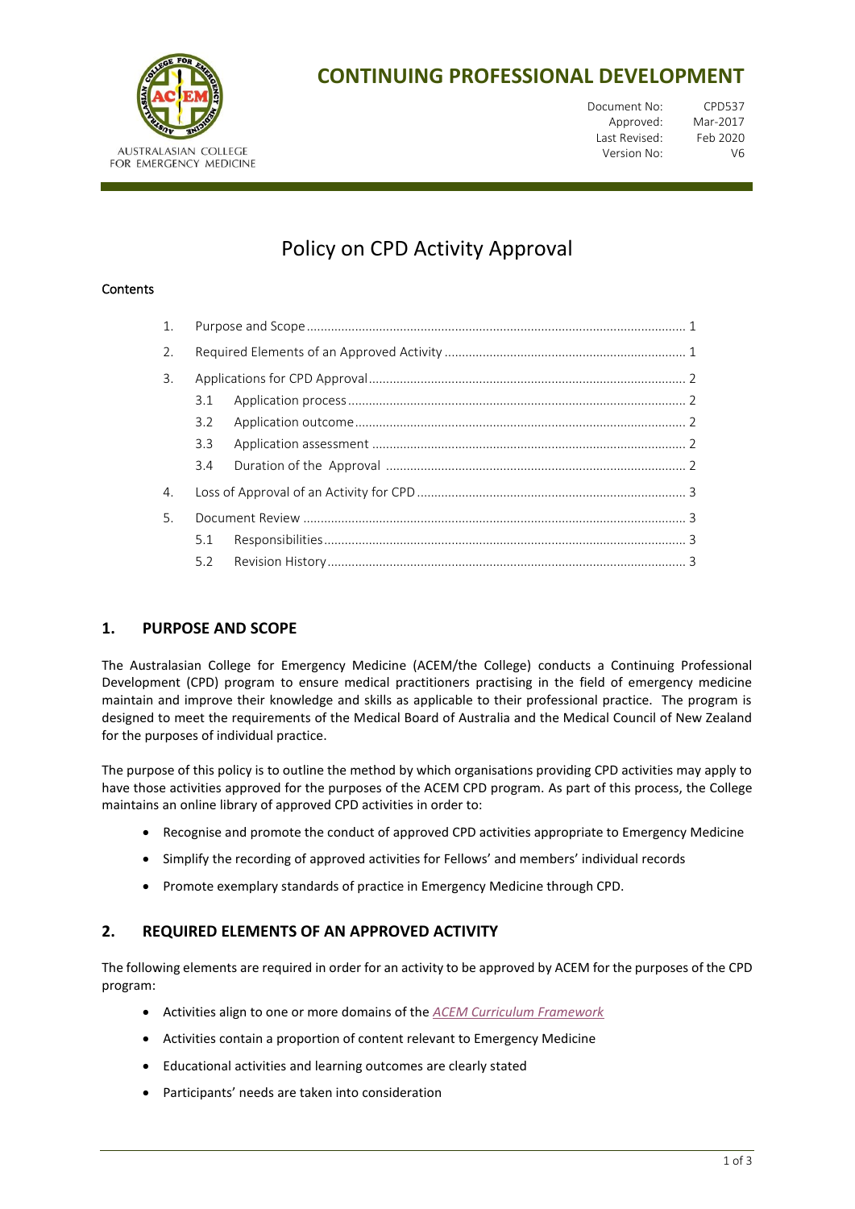# CONTINUING PROFESSIONAL DEVELOPMENT

AUSTRALASIAN COLLEGE FOR EMERGENCY MEDICINE

| | |
|---|---|
| Document No: | CPD537 |
| Approved: | Mar-2017 |
| Last Revised: | Feb 2020 |
| Version No: | V6 |

# Policy on CPD Activity Approval

**Contents**

1. Purpose and Scope ... 1
2. Required Elements of an Approved Activity ... 1
3. Applications for CPD Approval ... 2
   - 3.1 Application process ... 2
   - 3.2 Application outcome ... 2
   - 3.3 Application assessment ... 2
   - 3.4 Duration of the Approval ... 2
4. Loss of Approval of an Activity for CPD ... 3
5. Document Review ... 3
   - 5.1 Responsibilities ... 3
   - 5.2 Revision History ... 3

## 1. PURPOSE AND SCOPE

The Australasian College for Emergency Medicine (ACEM/the College) conducts a Continuing Professional Development (CPD) program to ensure medical practitioners practising in the field of emergency medicine maintain and improve their knowledge and skills as applicable to their professional practice. The program is designed to meet the requirements of the Medical Board of Australia and the Medical Council of New Zealand for the purposes of individual practice.

The purpose of this policy is to outline the method by which organisations providing CPD activities may apply to have those activities approved for the purposes of the ACEM CPD program. As part of this process, the College maintains an online library of approved CPD activities in order to:

- Recognise and promote the conduct of approved CPD activities appropriate to Emergency Medicine
- Simplify the recording of approved activities for Fellows' and members' individual records
- Promote exemplary standards of practice in Emergency Medicine through CPD.

## 2. REQUIRED ELEMENTS OF AN APPROVED ACTIVITY

The following elements are required in order for an activity to be approved by ACEM for the purposes of the CPD program:

- Activities align to one or more domains of the *ACEM Curriculum Framework*
- Activities contain a proportion of content relevant to Emergency Medicine
- Educational activities and learning outcomes are clearly stated
- Participants' needs are taken into consideration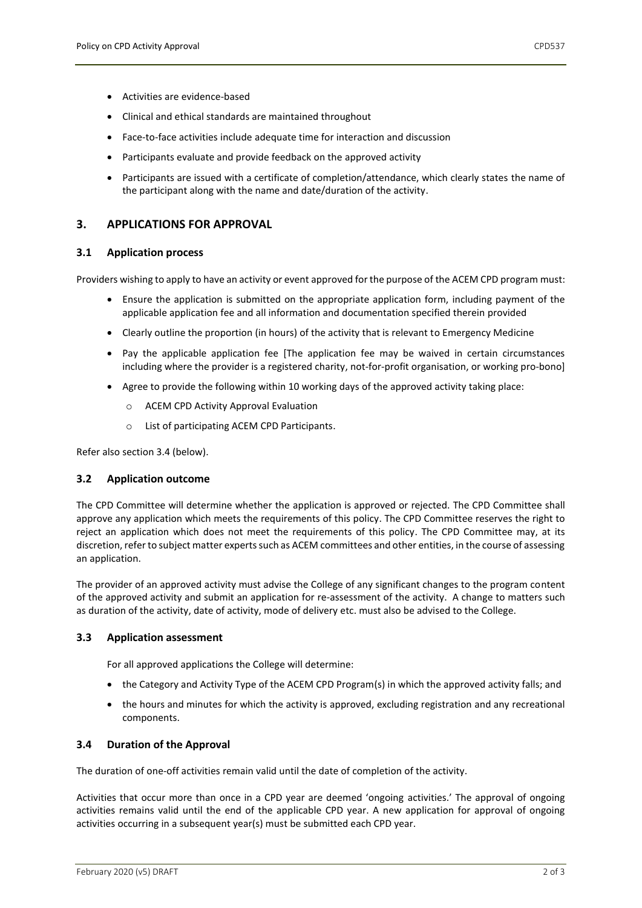- Activities are evidence-based
- Clinical and ethical standards are maintained throughout
- Face-to-face activities include adequate time for interaction and discussion
- Participants evaluate and provide feedback on the approved activity
- Participants are issued with a certificate of completion/attendance, which clearly states the name of the participant along with the name and date/duration of the activity.

## 3. APPLICATIONS FOR APPROVAL

### 3.1 Application process

Providers wishing to apply to have an activity or event approved for the purpose of the ACEM CPD program must:

- Ensure the application is submitted on the appropriate application form, including payment of the applicable application fee and all information and documentation specified therein provided
- Clearly outline the proportion (in hours) of the activity that is relevant to Emergency Medicine
- Pay the applicable application fee [The application fee may be waived in certain circumstances including where the provider is a registered charity, not-for-profit organisation, or working pro-bono]
- Agree to provide the following within 10 working days of the approved activity taking place:
  - ACEM CPD Activity Approval Evaluation
  - List of participating ACEM CPD Participants.

Refer also section 3.4 (below).

### 3.2 Application outcome

The CPD Committee will determine whether the application is approved or rejected. The CPD Committee shall approve any application which meets the requirements of this policy. The CPD Committee reserves the right to reject an application which does not meet the requirements of this policy. The CPD Committee may, at its discretion, refer to subject matter experts such as ACEM committees and other entities, in the course of assessing an application.

The provider of an approved activity must advise the College of any significant changes to the program content of the approved activity and submit an application for re-assessment of the activity. A change to matters such as duration of the activity, date of activity, mode of delivery etc. must also be advised to the College.

### 3.3 Application assessment

For all approved applications the College will determine:

- the Category and Activity Type of the ACEM CPD Program(s) in which the approved activity falls; and
- the hours and minutes for which the activity is approved, excluding registration and any recreational components.

### 3.4 Duration of the Approval

The duration of one-off activities remain valid until the date of completion of the activity.

Activities that occur more than once in a CPD year are deemed 'ongoing activities.' The approval of ongoing activities remains valid until the end of the applicable CPD year. A new application for approval of ongoing activities occurring in a subsequent year(s) must be submitted each CPD year.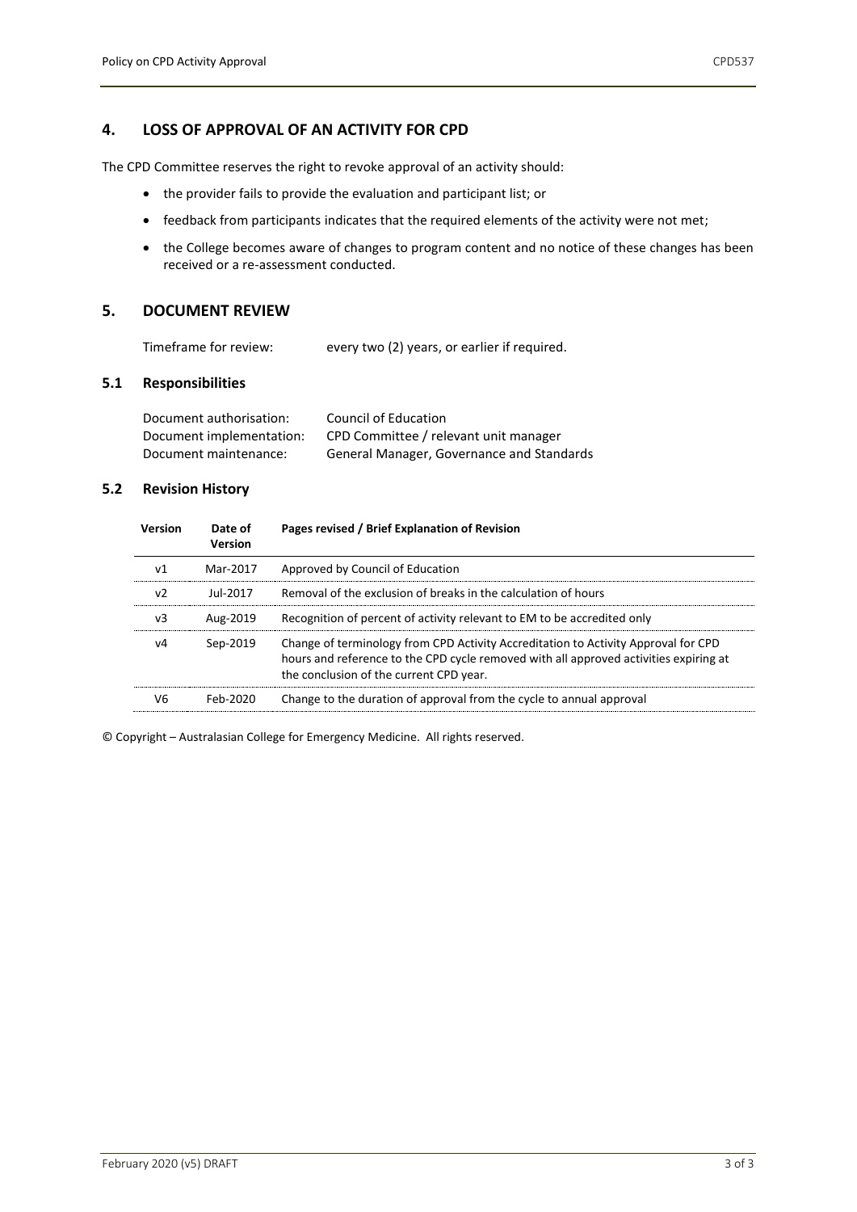## 4. LOSS OF APPROVAL OF AN ACTIVITY FOR CPD

The CPD Committee reserves the right to revoke approval of an activity should:

- the provider fails to provide the evaluation and participant list; or
- feedback from participants indicates that the required elements of the activity were not met;
- the College becomes aware of changes to program content and no notice of these changes has been received or a re-assessment conducted.

## 5. DOCUMENT REVIEW

Timeframe for review: every two (2) years, or earlier if required.

### 5.1 Responsibilities

| | |
|---|---|
| Document authorisation: | Council of Education |
| Document implementation: | CPD Committee / relevant unit manager |
| Document maintenance: | General Manager, Governance and Standards |

### 5.2 Revision History

| Version | Date of Version | Pages revised / Brief Explanation of Revision |
|---|---|---|
| v1 | Mar-2017 | Approved by Council of Education |
| v2 | Jul-2017 | Removal of the exclusion of breaks in the calculation of hours |
| v3 | Aug-2019 | Recognition of percent of activity relevant to EM to be accredited only |
| v4 | Sep-2019 | Change of terminology from CPD Activity Accreditation to Activity Approval for CPD hours and reference to the CPD cycle removed with all approved activities expiring at the conclusion of the current CPD year. |
| V6 | Feb-2020 | Change to the duration of approval from the cycle to annual approval |

© Copyright – Australasian College for Emergency Medicine. All rights reserved.

February 2020 (v5) DRAFT